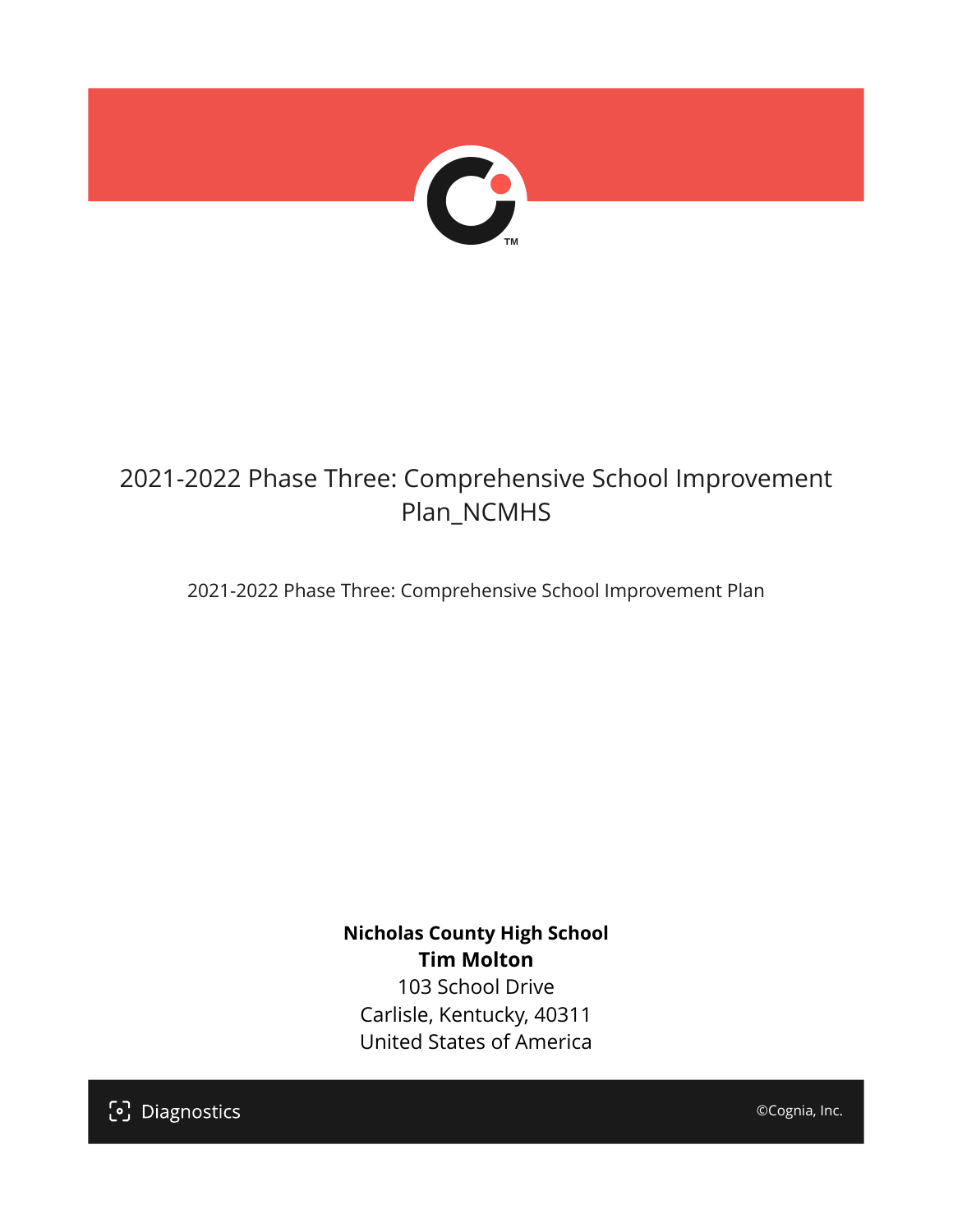# 2021-2022 Phase Three: Comprehensive School Improvement Plan_NCMHS

2021-2022 Phase Three: Comprehensive School Improvement Plan

**Nicholas County High School**
**Tim Molton**
103 School Drive
Carlisle, Kentucky, 40311
United States of America

Diagnostics

©Cognia, Inc.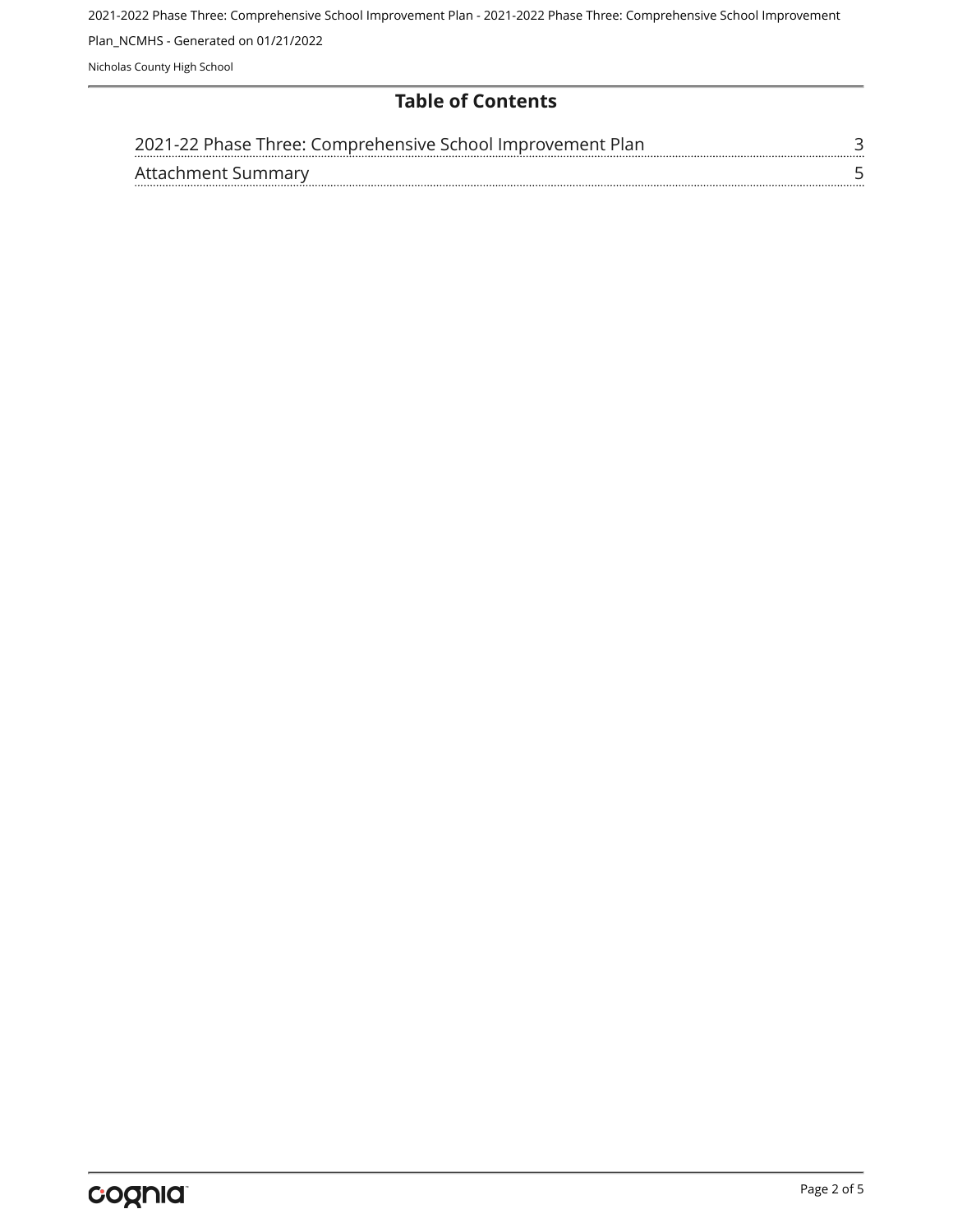# Table of Contents

| | |
|---|---|
| 2021-22 Phase Three: Comprehensive School Improvement Plan | 3 |
| Attachment Summary | 5 |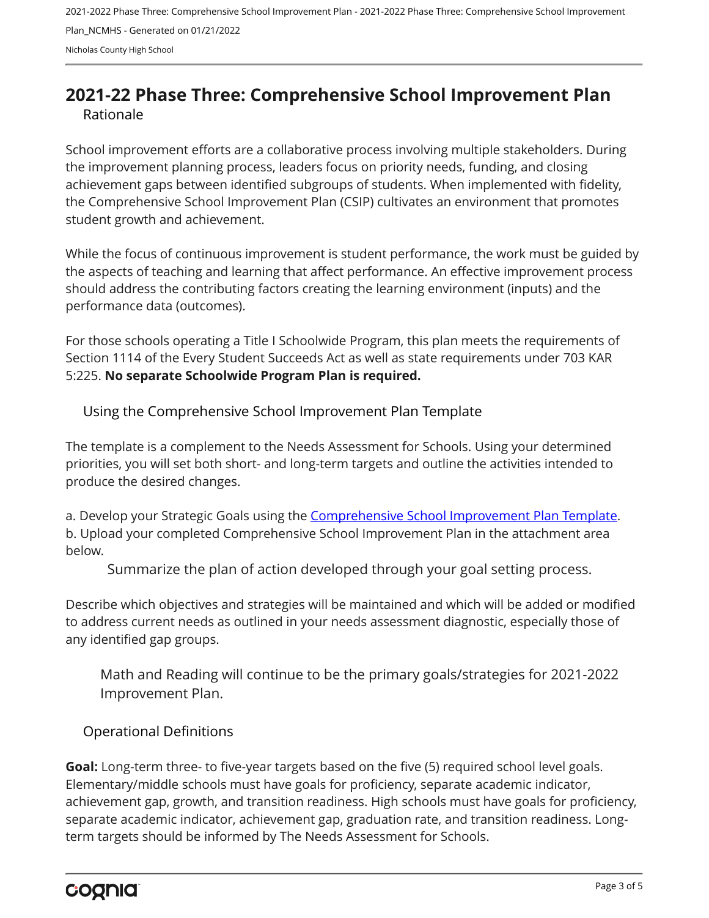# 2021-22 Phase Three: Comprehensive School Improvement Plan

## Rationale

School improvement efforts are a collaborative process involving multiple stakeholders. During the improvement planning process, leaders focus on priority needs, funding, and closing achievement gaps between identified subgroups of students. When implemented with fidelity, the Comprehensive School Improvement Plan (CSIP) cultivates an environment that promotes student growth and achievement.

While the focus of continuous improvement is student performance, the work must be guided by the aspects of teaching and learning that affect performance. An effective improvement process should address the contributing factors creating the learning environment (inputs) and the performance data (outcomes).

For those schools operating a Title I Schoolwide Program, this plan meets the requirements of Section 1114 of the Every Student Succeeds Act as well as state requirements under 703 KAR 5:225. **No separate Schoolwide Program Plan is required.**

## Using the Comprehensive School Improvement Plan Template

The template is a complement to the Needs Assessment for Schools. Using your determined priorities, you will set both short- and long-term targets and outline the activities intended to produce the desired changes.

a. Develop your Strategic Goals using the Comprehensive School Improvement Plan Template.
b. Upload your completed Comprehensive School Improvement Plan in the attachment area below.

### Summarize the plan of action developed through your goal setting process.

Describe which objectives and strategies will be maintained and which will be added or modified to address current needs as outlined in your needs assessment diagnostic, especially those of any identified gap groups.

Math and Reading will continue to be the primary goals/strategies for 2021-2022 Improvement Plan.

## Operational Definitions

**Goal:** Long-term three- to five-year targets based on the five (5) required school level goals. Elementary/middle schools must have goals for proficiency, separate academic indicator, achievement gap, growth, and transition readiness. High schools must have goals for proficiency, separate academic indicator, achievement gap, graduation rate, and transition readiness. Long-term targets should be informed by The Needs Assessment for Schools.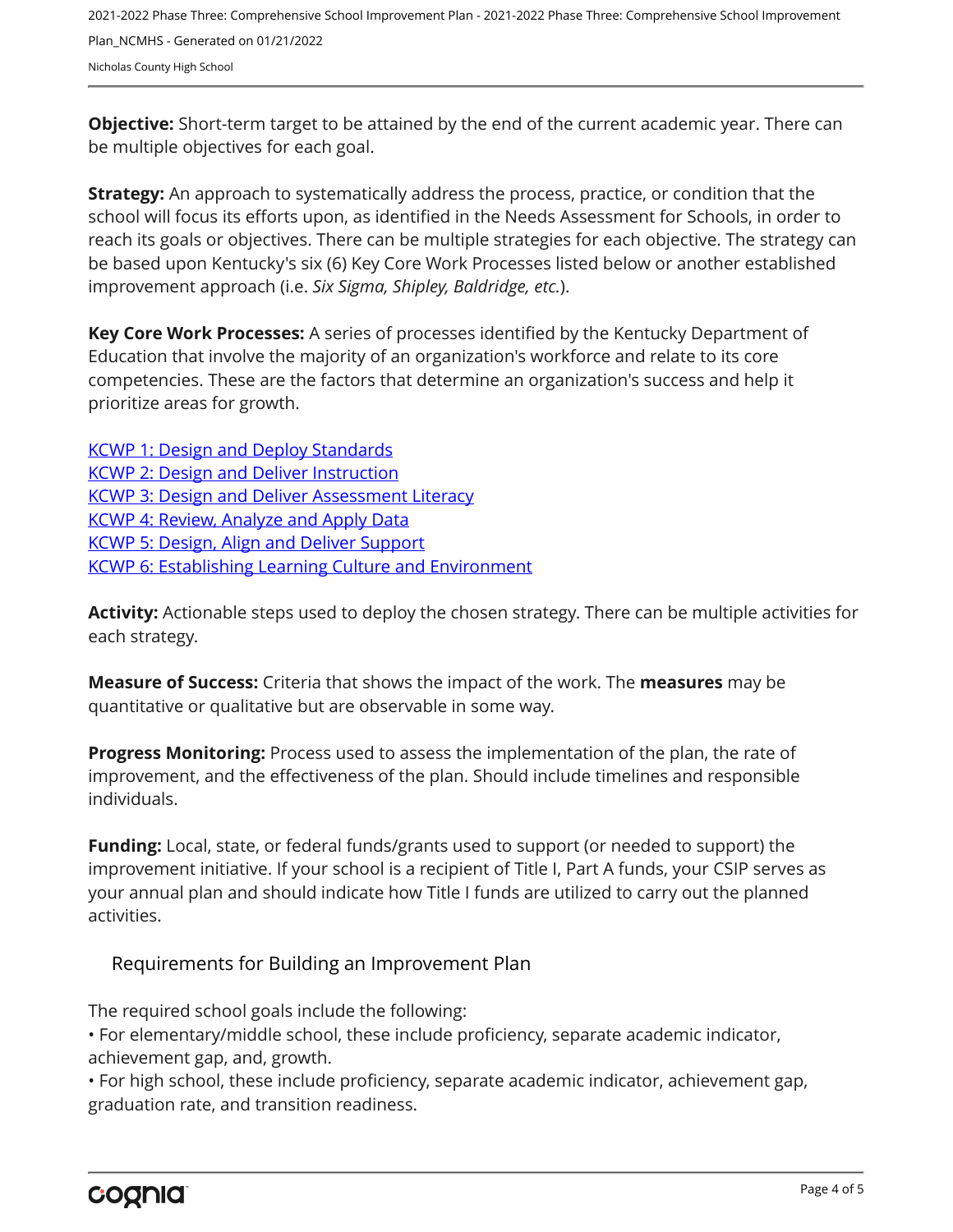**Objective:** Short-term target to be attained by the end of the current academic year. There can be multiple objectives for each goal.

**Strategy:** An approach to systematically address the process, practice, or condition that the school will focus its efforts upon, as identified in the Needs Assessment for Schools, in order to reach its goals or objectives. There can be multiple strategies for each objective. The strategy can be based upon Kentucky's six (6) Key Core Work Processes listed below or another established improvement approach (i.e. *Six Sigma, Shipley, Baldridge, etc.*).

**Key Core Work Processes:** A series of processes identified by the Kentucky Department of Education that involve the majority of an organization's workforce and relate to its core competencies. These are the factors that determine an organization's success and help it prioritize areas for growth.

KCWP 1: Design and Deploy Standards
KCWP 2: Design and Deliver Instruction
KCWP 3: Design and Deliver Assessment Literacy
KCWP 4: Review, Analyze and Apply Data
KCWP 5: Design, Align and Deliver Support
KCWP 6: Establishing Learning Culture and Environment

**Activity:** Actionable steps used to deploy the chosen strategy. There can be multiple activities for each strategy.

**Measure of Success:** Criteria that shows the impact of the work. The **measures** may be quantitative or qualitative but are observable in some way.

**Progress Monitoring:** Process used to assess the implementation of the plan, the rate of improvement, and the effectiveness of the plan. Should include timelines and responsible individuals.

**Funding:** Local, state, or federal funds/grants used to support (or needed to support) the improvement initiative. If your school is a recipient of Title I, Part A funds, your CSIP serves as your annual plan and should indicate how Title I funds are utilized to carry out the planned activities.

## Requirements for Building an Improvement Plan

The required school goals include the following:
• For elementary/middle school, these include proficiency, separate academic indicator, achievement gap, and, growth.
• For high school, these include proficiency, separate academic indicator, achievement gap, graduation rate, and transition readiness.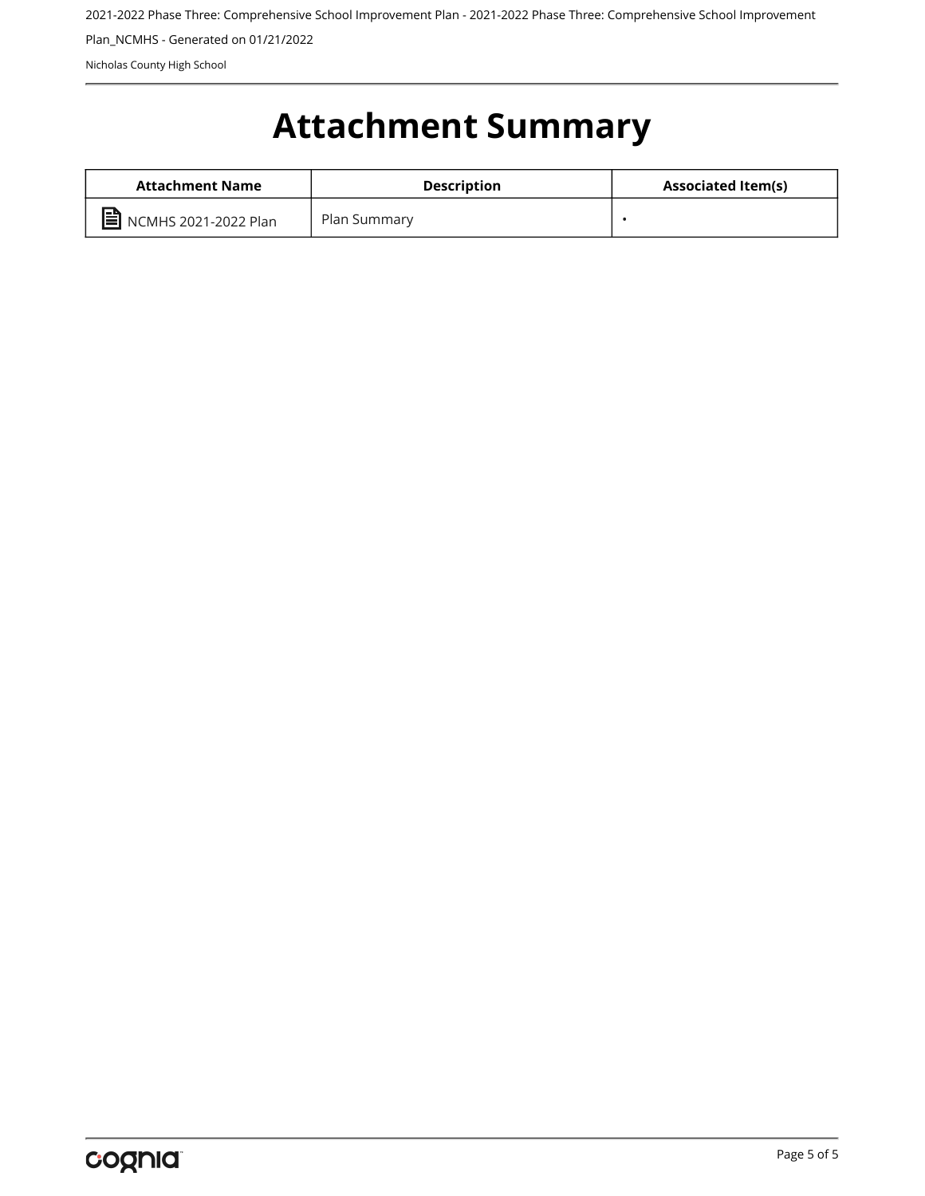# Attachment Summary

| Attachment Name | Description | Associated Item(s) |
| --- | --- | --- |
| NCMHS 2021-2022 Plan | Plan Summary | • |